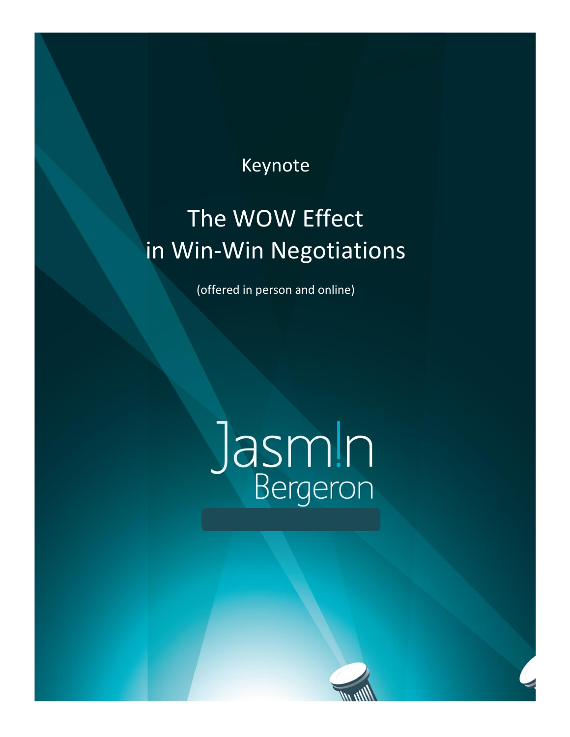Keynote

# The WOW Effect in Win-Win Negotiations

(offered in person and online)

Jasm!n Bergeron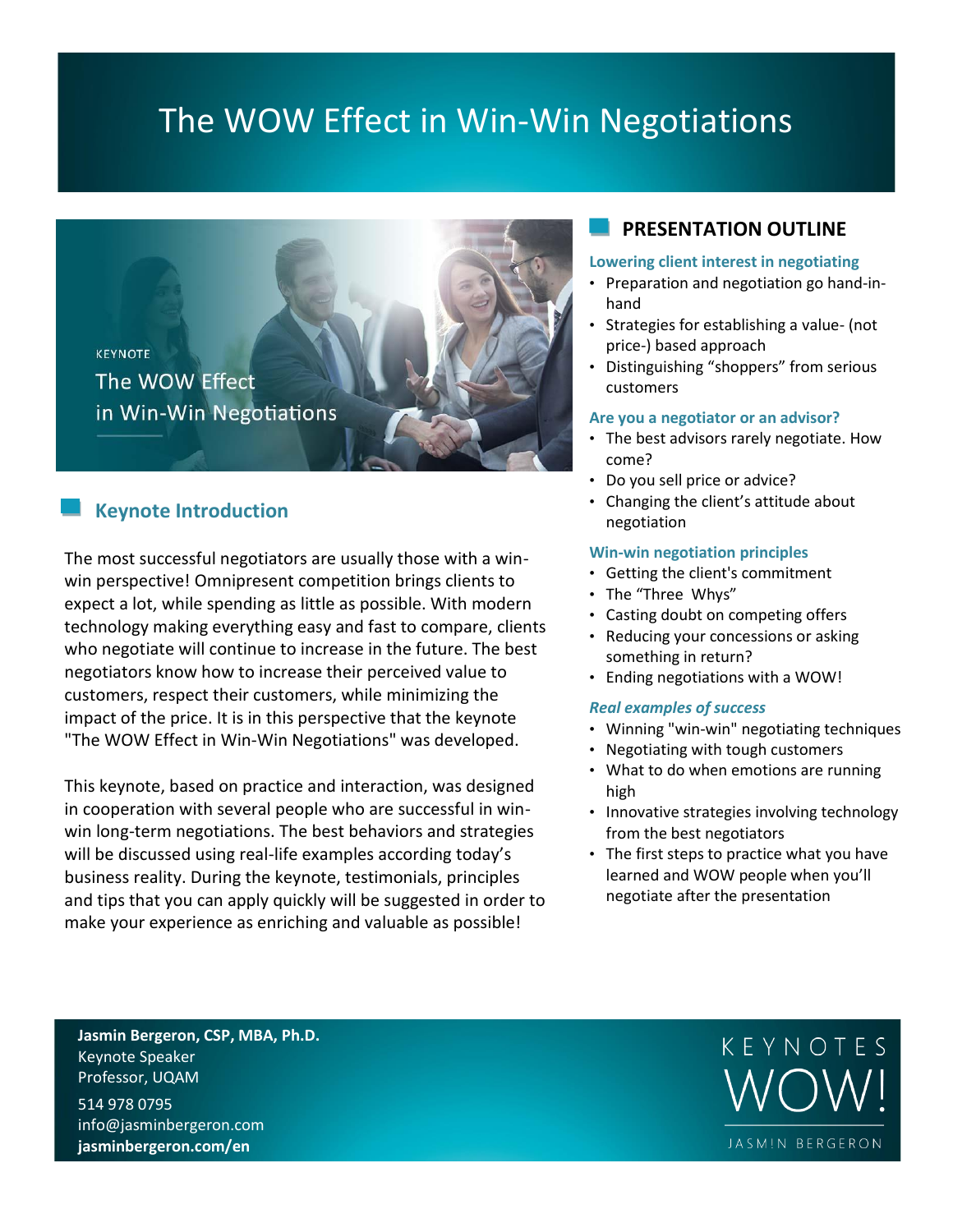# The WOW Effect in Win-Win Negotiations

KEYNOTE

The WOW Effect in Win-Win Negotiations

## Keynote Introduction

The most successful negotiators are usually those with a win-win perspective! Omnipresent competition brings clients to expect a lot, while spending as little as possible. With modern technology making everything easy and fast to compare, clients who negotiate will continue to increase in the future. The best negotiators know how to increase their perceived value to customers, respect their customers, while minimizing the impact of the price. It is in this perspective that the keynote "The WOW Effect in Win-Win Negotiations" was developed.

This keynote, based on practice and interaction, was designed in cooperation with several people who are successful in win-win long-term negotiations. The best behaviors and strategies will be discussed using real-life examples according today's business reality. During the keynote, testimonials, principles and tips that you can apply quickly will be suggested in order to make your experience as enriching and valuable as possible!

## PRESENTATION OUTLINE

### Lowering client interest in negotiating

- Preparation and negotiation go hand-in-hand
- Strategies for establishing a value- (not price-) based approach
- Distinguishing "shoppers" from serious customers

### Are you a negotiator or an advisor?

- The best advisors rarely negotiate. How come?
- Do you sell price or advice?
- Changing the client's attitude about negotiation

### Win-win negotiation principles

- Getting the client's commitment
- The "Three Whys"
- Casting doubt on competing offers
- Reducing your concessions or asking something in return?
- Ending negotiations with a WOW!

### *Real examples of success*

- Winning "win-win" negotiating techniques
- Negotiating with tough customers
- What to do when emotions are running high
- Innovative strategies involving technology from the best negotiators
- The first steps to practice what you have learned and WOW people when you'll negotiate after the presentation

**Jasmin Bergeron, CSP, MBA, Ph.D.**
Keynote Speaker
Professor, UQAM

514 978 0795
info@jasminbergeron.com
**jasminbergeron.com/en**

KEYNOTES WOW! JASMIN BERGERON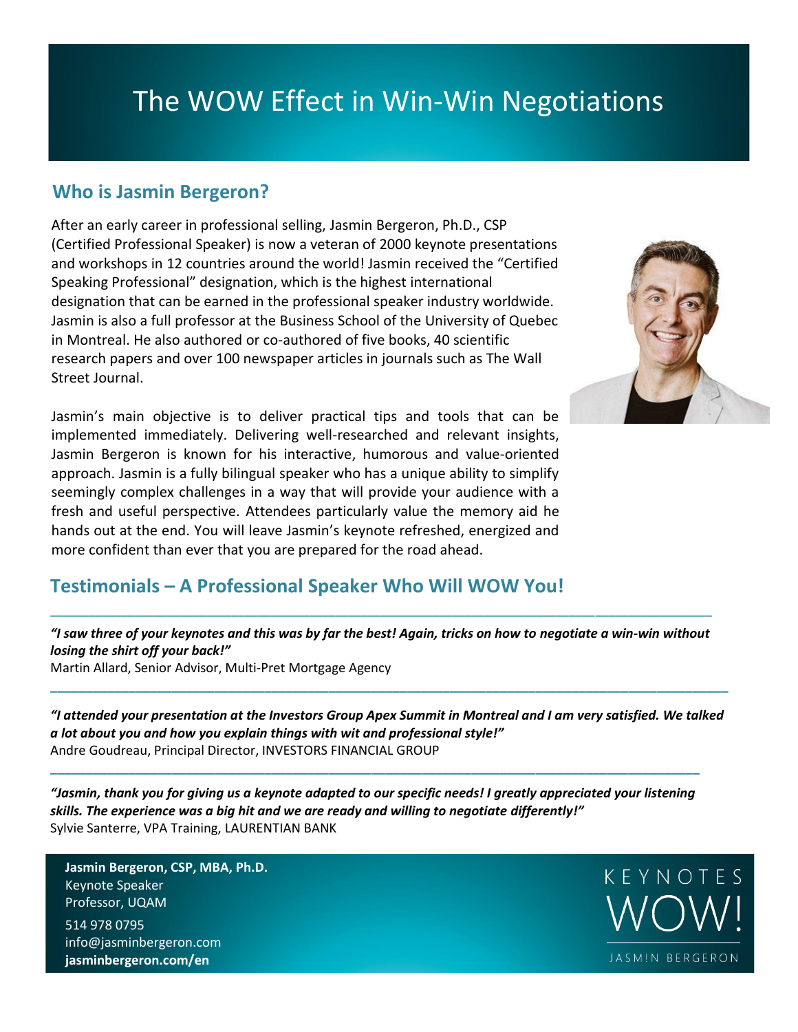# The WOW Effect in Win-Win Negotiations

## Who is Jasmin Bergeron?

After an early career in professional selling, Jasmin Bergeron, Ph.D., CSP (Certified Professional Speaker) is now a veteran of 2000 keynote presentations and workshops in 12 countries around the world! Jasmin received the "Certified Speaking Professional" designation, which is the highest international designation that can be earned in the professional speaker industry worldwide. Jasmin is also a full professor at the Business School of the University of Quebec in Montreal. He also authored or co-authored of five books, 40 scientific research papers and over 100 newspaper articles in journals such as The Wall Street Journal.

Jasmin's main objective is to deliver practical tips and tools that can be implemented immediately. Delivering well-researched and relevant insights, Jasmin Bergeron is known for his interactive, humorous and value-oriented approach. Jasmin is a fully bilingual speaker who has a unique ability to simplify seemingly complex challenges in a way that will provide your audience with a fresh and useful perspective. Attendees particularly value the memory aid he hands out at the end. You will leave Jasmin's keynote refreshed, energized and more confident than ever that you are prepared for the road ahead.

## Testimonials – A Professional Speaker Who Will WOW You!

---

***"I saw three of your keynotes and this was by far the best! Again, tricks on how to negotiate a win-win without losing the shirt off your back!"***
Martin Allard, Senior Advisor, Multi-Pret Mortgage Agency

---

***"I attended your presentation at the Investors Group Apex Summit in Montreal and I am very satisfied. We talked a lot about you and how you explain things with wit and professional style!"***
Andre Goudreau, Principal Director, INVESTORS FINANCIAL GROUP

---

***"Jasmin, thank you for giving us a keynote adapted to our specific needs! I greatly appreciated your listening skills. The experience was a big hit and we are ready and willing to negotiate differently!"***
Sylvie Santerre, VPA Training, LAURENTIAN BANK

**Jasmin Bergeron, CSP, MBA, Ph.D.**
Keynote Speaker
Professor, UQAM

514 978 0795
info@jasminbergeron.com
**jasminbergeron.com/en**

KEYNOTES WOW!
JASMIN BERGERON